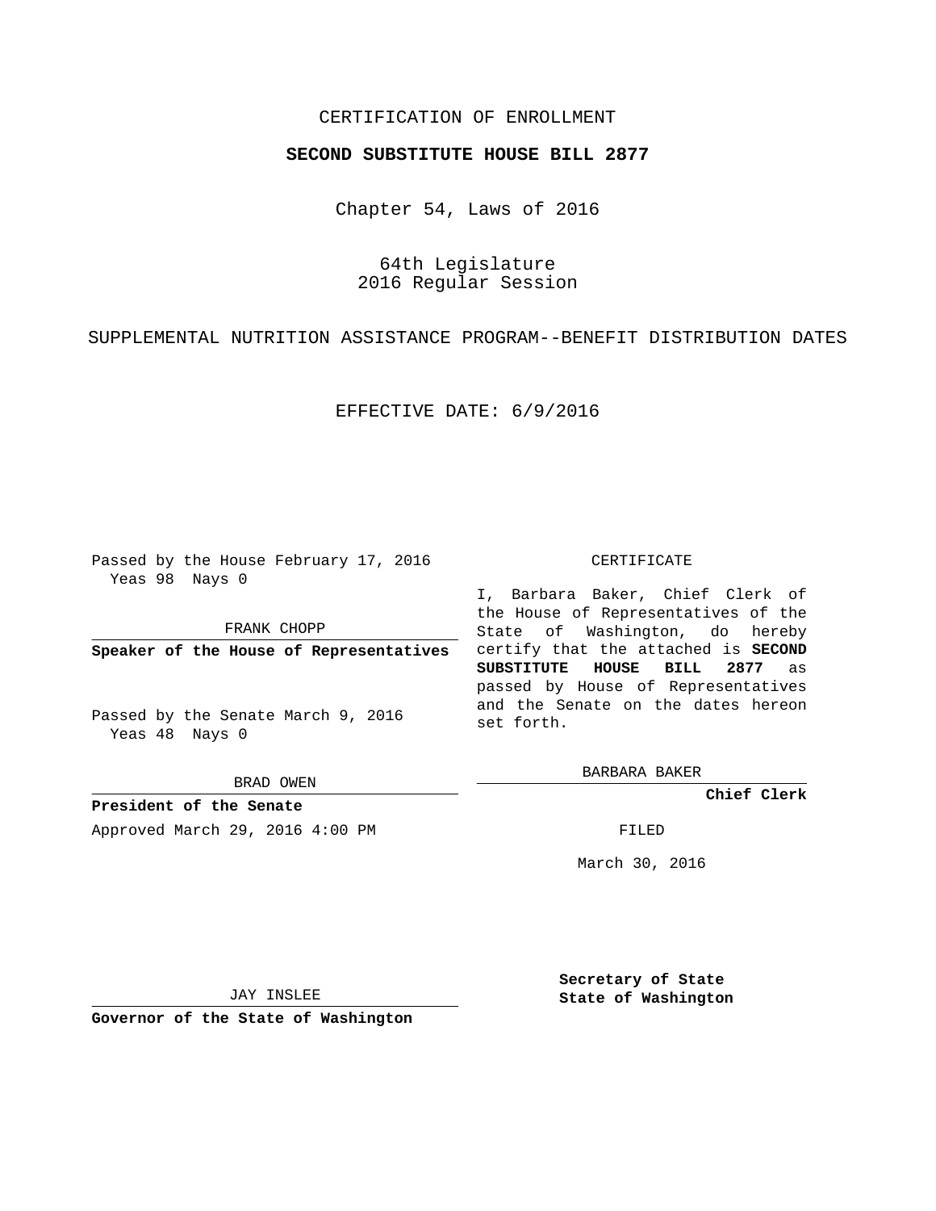CERTIFICATION OF ENROLLMENT

# SECOND SUBSTITUTE HOUSE BILL 2877

Chapter 54, Laws of 2016

64th Legislature
2016 Regular Session

SUPPLEMENTAL NUTRITION ASSISTANCE PROGRAM--BENEFIT DISTRIBUTION DATES

EFFECTIVE DATE: 6/9/2016

Passed by the House February 17, 2016
Yeas 98 Nays 0

FRANK CHOPP

**Speaker of the House of Representatives**

Passed by the Senate March 9, 2016
Yeas 48 Nays 0

BRAD OWEN

**President of the Senate**

Approved March 29, 2016 4:00 PM

JAY INSLEE

**Governor of the State of Washington**

CERTIFICATE

I, Barbara Baker, Chief Clerk of the House of Representatives of the State of Washington, do hereby certify that the attached is **SECOND SUBSTITUTE HOUSE BILL 2877** as passed by House of Representatives and the Senate on the dates hereon set forth.

BARBARA BAKER

**Chief Clerk**

FILED

March 30, 2016

**Secretary of State**
**State of Washington**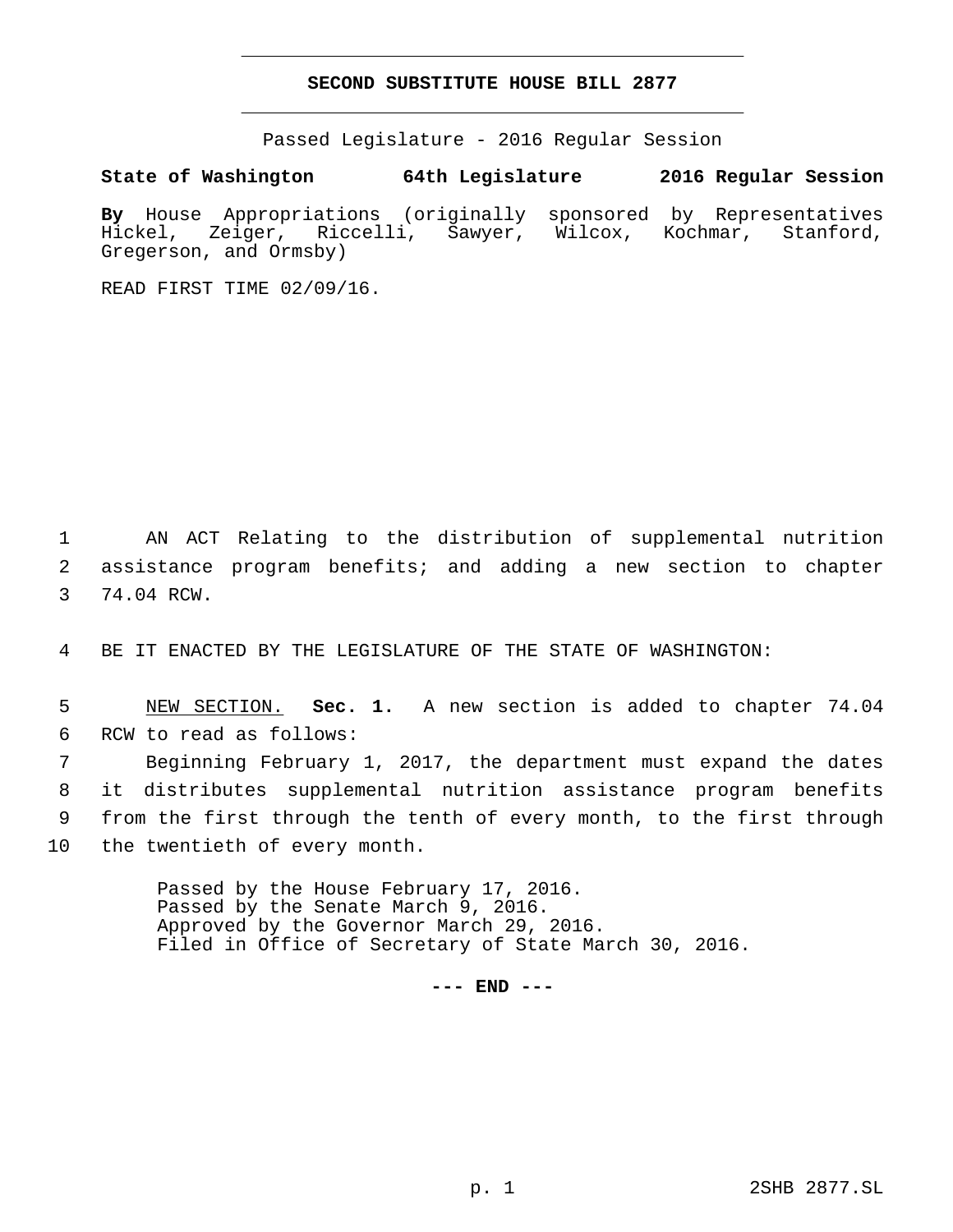**SECOND SUBSTITUTE HOUSE BILL 2877**

Passed Legislature - 2016 Regular Session

**State of Washington 64th Legislature 2016 Regular Session**

**By** House Appropriations (originally sponsored by Representatives Hickel, Zeiger, Riccelli, Sawyer, Wilcox, Kochmar, Stanford, Gregerson, and Ormsby)

READ FIRST TIME 02/09/16.

AN ACT Relating to the distribution of supplemental nutrition assistance program benefits; and adding a new section to chapter 74.04 RCW.

BE IT ENACTED BY THE LEGISLATURE OF THE STATE OF WASHINGTON:

NEW SECTION. **Sec. 1.** A new section is added to chapter 74.04 RCW to read as follows:

Beginning February 1, 2017, the department must expand the dates it distributes supplemental nutrition assistance program benefits from the first through the tenth of every month, to the first through the twentieth of every month.

Passed by the House February 17, 2016.
Passed by the Senate March 9, 2016.
Approved by the Governor March 29, 2016.
Filed in Office of Secretary of State March 30, 2016.

**--- END ---**